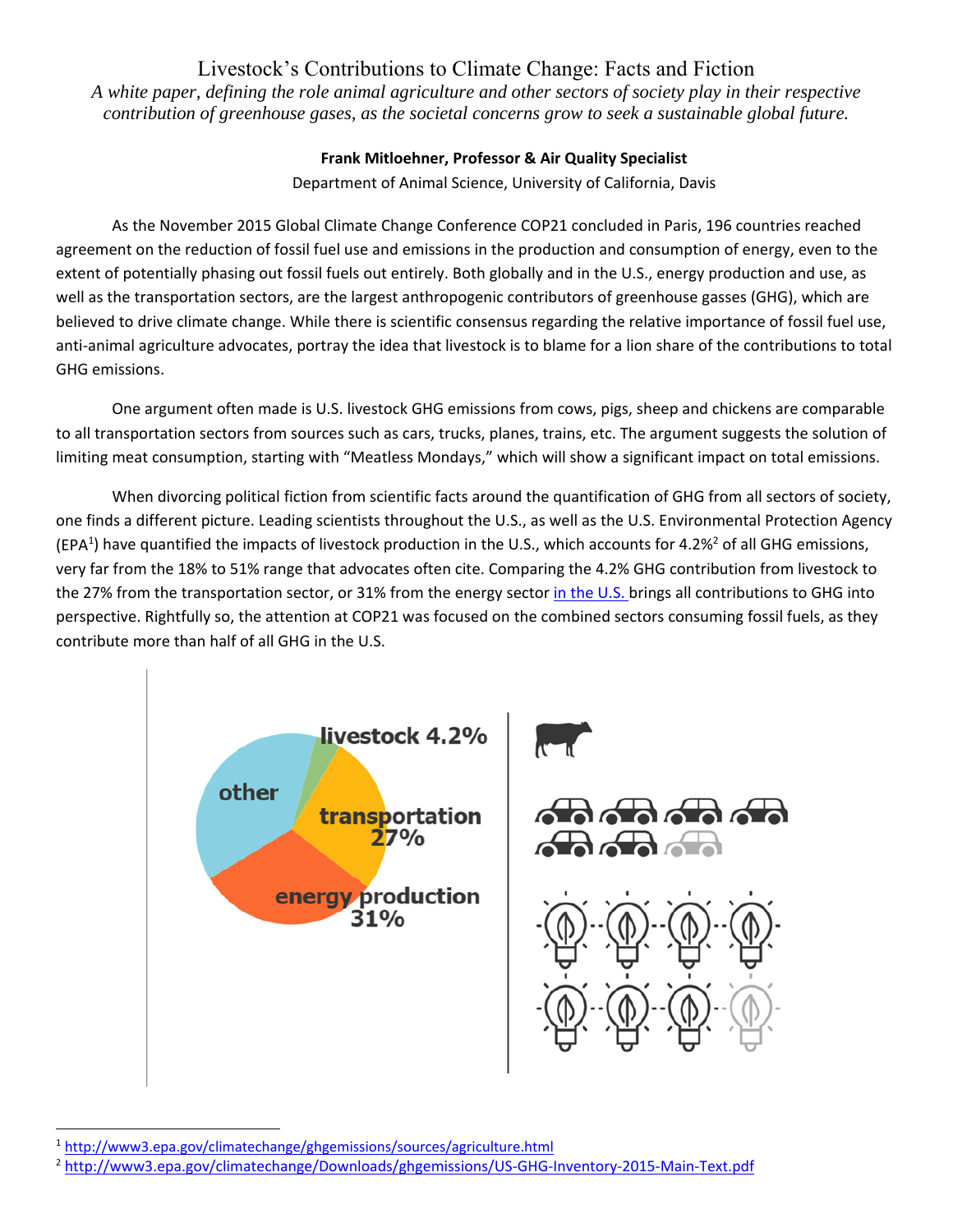# Livestock's Contributions to Climate Change: Facts and Fiction

*A white paper, defining the role animal agriculture and other sectors of society play in their respective contribution of greenhouse gases, as the societal concerns grow to seek a sustainable global future.*

**Frank Mitloehner, Professor & Air Quality Specialist**

Department of Animal Science, University of California, Davis

As the November 2015 Global Climate Change Conference COP21 concluded in Paris, 196 countries reached agreement on the reduction of fossil fuel use and emissions in the production and consumption of energy, even to the extent of potentially phasing out fossil fuels out entirely. Both globally and in the U.S., energy production and use, as well as the transportation sectors, are the largest anthropogenic contributors of greenhouse gasses (GHG), which are believed to drive climate change. While there is scientific consensus regarding the relative importance of fossil fuel use, anti-animal agriculture advocates, portray the idea that livestock is to blame for a lion share of the contributions to total GHG emissions.

One argument often made is U.S. livestock GHG emissions from cows, pigs, sheep and chickens are comparable to all transportation sectors from sources such as cars, trucks, planes, trains, etc. The argument suggests the solution of limiting meat consumption, starting with "Meatless Mondays," which will show a significant impact on total emissions.

When divorcing political fiction from scientific facts around the quantification of GHG from all sectors of society, one finds a different picture. Leading scientists throughout the U.S., as well as the U.S. Environmental Protection Agency (EPA[1]) have quantified the impacts of livestock production in the U.S., which accounts for 4.2%[2] of all GHG emissions, very far from the 18% to 51% range that advocates often cite. Comparing the 4.2% GHG contribution from livestock to the 27% from the transportation sector, or 31% from the energy sector in the U.S. brings all contributions to GHG into perspective. Rightfully so, the attention at COP21 was focused on the combined sectors consuming fossil fuels, as they contribute more than half of all GHG in the U.S.

livestock 4.2%
other
transportation 27%
energy production 31%

[1] http://www3.epa.gov/climatechange/ghgemissions/sources/agriculture.html

[2] http://www3.epa.gov/climatechange/Downloads/ghgemissions/US-GHG-Inventory-2015-Main-Text.pdf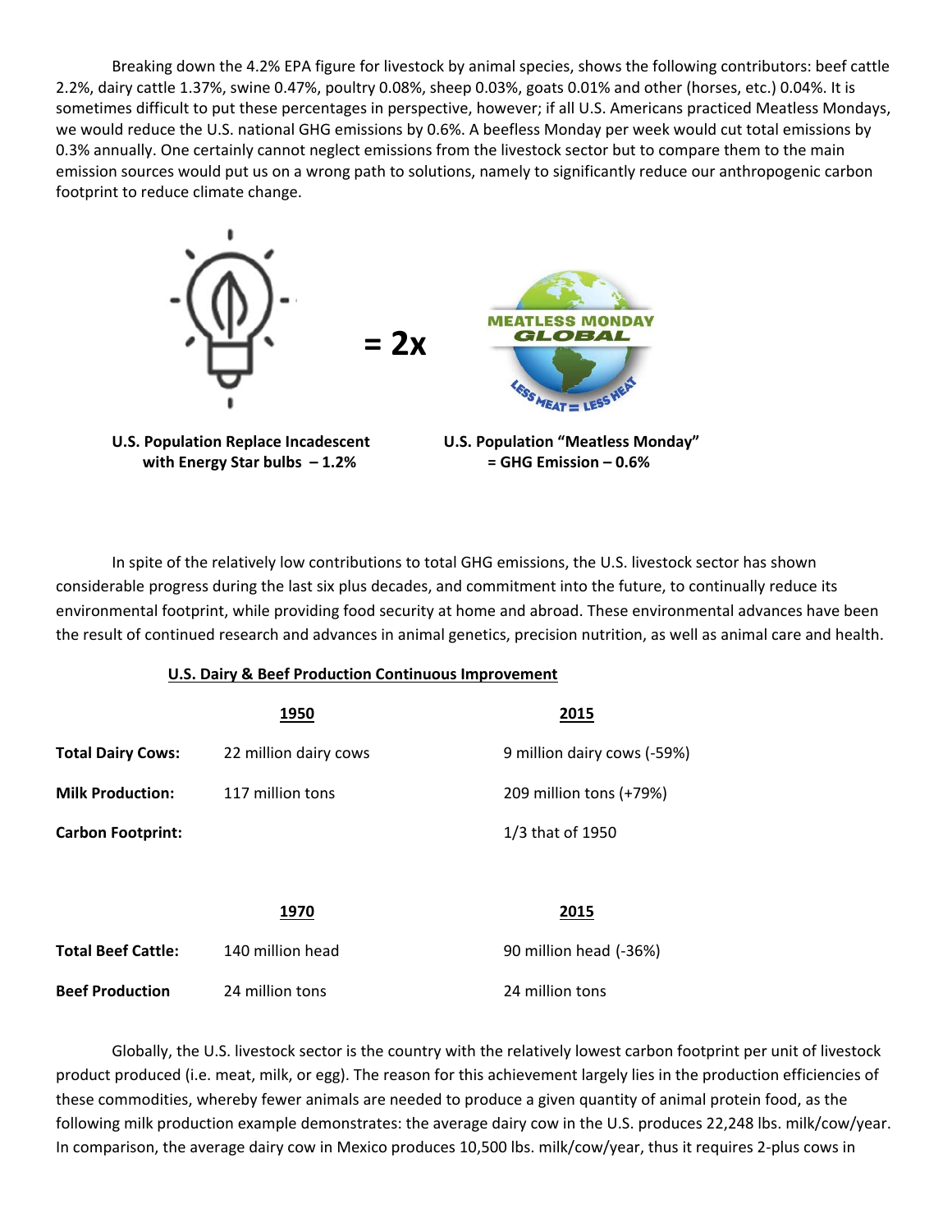Breaking down the 4.2% EPA figure for livestock by animal species, shows the following contributors: beef cattle 2.2%, dairy cattle 1.37%, swine 0.47%, poultry 0.08%, sheep 0.03%, goats 0.01% and other (horses, etc.) 0.04%. It is sometimes difficult to put these percentages in perspective, however; if all U.S. Americans practiced Meatless Mondays, we would reduce the U.S. national GHG emissions by 0.6%. A beefless Monday per week would cut total emissions by 0.3% annually. One certainly cannot neglect emissions from the livestock sector but to compare them to the main emission sources would put us on a wrong path to solutions, namely to significantly reduce our anthropogenic carbon footprint to reduce climate change.

**= 2x**

**U.S. Population Replace Incadescent with Energy Star bulbs – 1.2%**

**U.S. Population "Meatless Monday" = GHG Emission – 0.6%**

In spite of the relatively low contributions to total GHG emissions, the U.S. livestock sector has shown considerable progress during the last six plus decades, and commitment into the future, to continually reduce its environmental footprint, while providing food security at home and abroad. These environmental advances have been the result of continued research and advances in animal genetics, precision nutrition, as well as animal care and health.

**U.S. Dairy & Beef Production Continuous Improvement**

| | 1950 | 2015 |
|---|---|---|
| **Total Dairy Cows:** | 22 million dairy cows | 9 million dairy cows (-59%) |
| **Milk Production:** | 117 million tons | 209 million tons (+79%) |
| **Carbon Footprint:** | | 1/3 that of 1950 |

| | 1970 | 2015 |
|---|---|---|
| **Total Beef Cattle:** | 140 million head | 90 million head (-36%) |
| **Beef Production** | 24 million tons | 24 million tons |

Globally, the U.S. livestock sector is the country with the relatively lowest carbon footprint per unit of livestock product produced (i.e. meat, milk, or egg). The reason for this achievement largely lies in the production efficiencies of these commodities, whereby fewer animals are needed to produce a given quantity of animal protein food, as the following milk production example demonstrates: the average dairy cow in the U.S. produces 22,248 lbs. milk/cow/year. In comparison, the average dairy cow in Mexico produces 10,500 lbs. milk/cow/year, thus it requires 2-plus cows in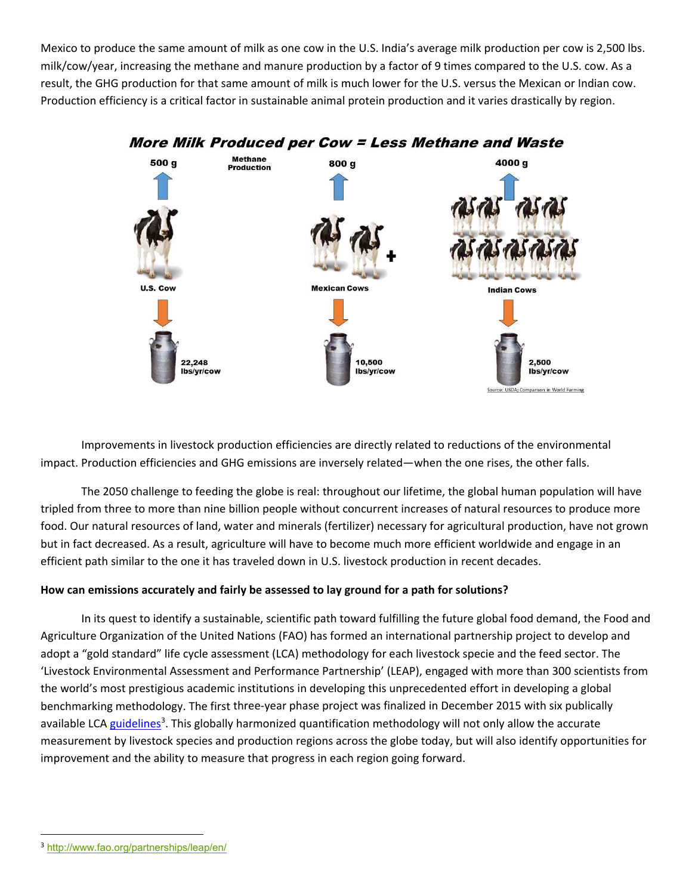Mexico to produce the same amount of milk as one cow in the U.S. India's average milk production per cow is 2,500 lbs. milk/cow/year, increasing the methane and manure production by a factor of 9 times compared to the U.S. cow. As a result, the GHG production for that same amount of milk is much lower for the U.S. versus the Mexican or Indian cow. Production efficiency is a critical factor in sustainable animal protein production and it varies drastically by region.

***More Milk Produced per Cow = Less Methane and Waste***

| | U.S. Cow | Mexican Cows | Indian Cows |
|---|---|---|---|
| Methane Production | 500 g | 800 g | 4000 g |
| Milk | 22,248 lbs/yr/cow | 10,500 lbs/yr/cow | 2,500 lbs/yr/cow |

Source: USDA; Comparison in World Farming

Improvements in livestock production efficiencies are directly related to reductions of the environmental impact. Production efficiencies and GHG emissions are inversely related—when the one rises, the other falls.

The 2050 challenge to feeding the globe is real: throughout our lifetime, the global human population will have tripled from three to more than nine billion people without concurrent increases of natural resources to produce more food. Our natural resources of land, water and minerals (fertilizer) necessary for agricultural production, have not grown but in fact decreased. As a result, agriculture will have to become much more efficient worldwide and engage in an efficient path similar to the one it has traveled down in U.S. livestock production in recent decades.

**How can emissions accurately and fairly be assessed to lay ground for a path for solutions?**

In its quest to identify a sustainable, scientific path toward fulfilling the future global food demand, the Food and Agriculture Organization of the United Nations (FAO) has formed an international partnership project to develop and adopt a "gold standard" life cycle assessment (LCA) methodology for each livestock specie and the feed sector. The 'Livestock Environmental Assessment and Performance Partnership' (LEAP), engaged with more than 300 scientists from the world's most prestigious academic institutions in developing this unprecedented effort in developing a global benchmarking methodology. The first three-year phase project was finalized in December 2015 with six publically available LCA guidelines[3]. This globally harmonized quantification methodology will not only allow the accurate measurement by livestock species and production regions across the globe today, but will also identify opportunities for improvement and the ability to measure that progress in each region going forward.

---

[3] http://www.fao.org/partnerships/leap/en/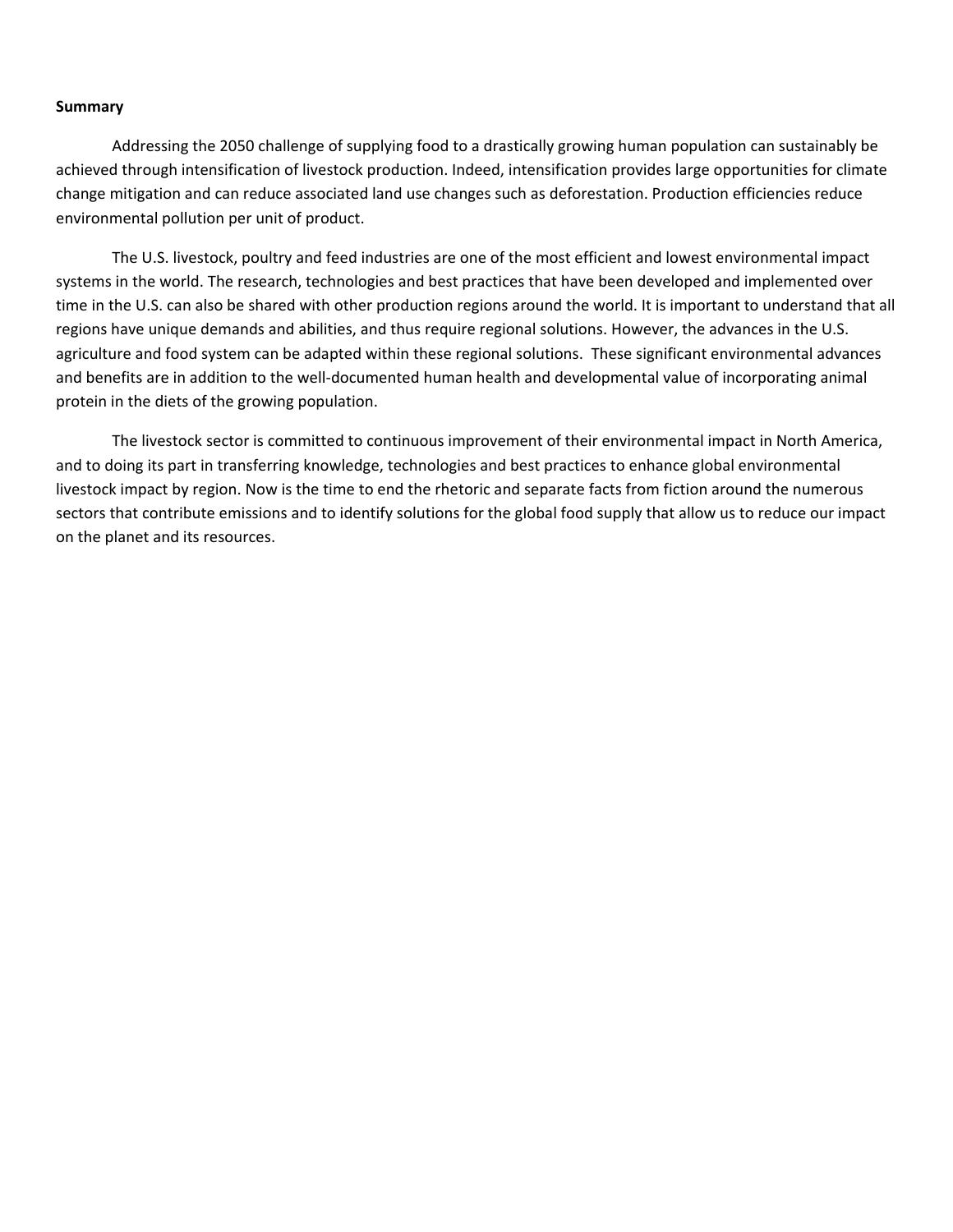**Summary**

Addressing the 2050 challenge of supplying food to a drastically growing human population can sustainably be achieved through intensification of livestock production. Indeed, intensification provides large opportunities for climate change mitigation and can reduce associated land use changes such as deforestation. Production efficiencies reduce environmental pollution per unit of product.

The U.S. livestock, poultry and feed industries are one of the most efficient and lowest environmental impact systems in the world. The research, technologies and best practices that have been developed and implemented over time in the U.S. can also be shared with other production regions around the world. It is important to understand that all regions have unique demands and abilities, and thus require regional solutions. However, the advances in the U.S. agriculture and food system can be adapted within these regional solutions. These significant environmental advances and benefits are in addition to the well-documented human health and developmental value of incorporating animal protein in the diets of the growing population.

The livestock sector is committed to continuous improvement of their environmental impact in North America, and to doing its part in transferring knowledge, technologies and best practices to enhance global environmental livestock impact by region. Now is the time to end the rhetoric and separate facts from fiction around the numerous sectors that contribute emissions and to identify solutions for the global food supply that allow us to reduce our impact on the planet and its resources.